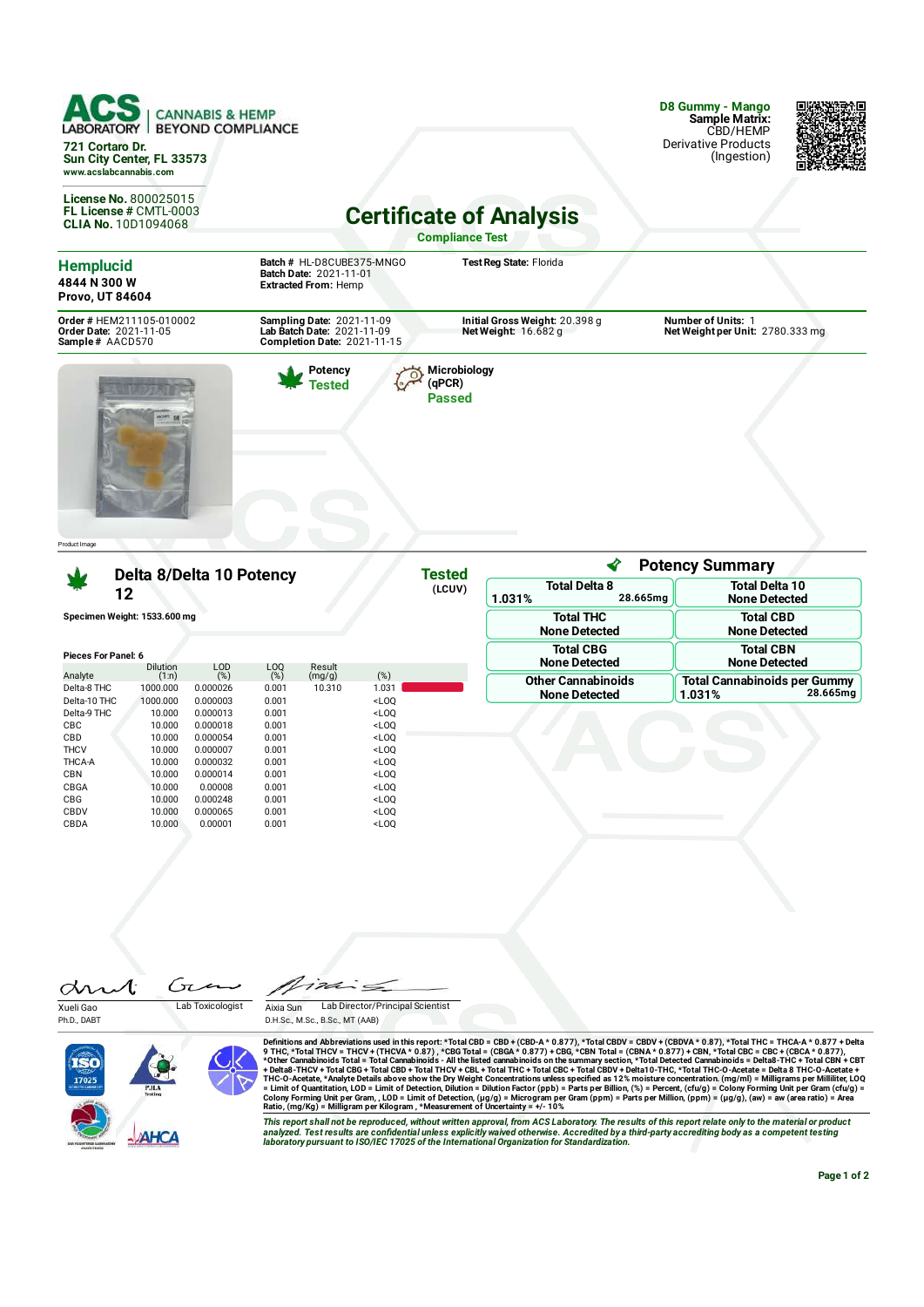**ACS LABORATORY** | CANNABIS & HEMP BEYOND COMPLIANCE

721 Cortaro Dr.
Sun City Center, FL 33573
www.acslabcannabis.com

**D8 Gummy - Mango**
**Sample Matrix:** CBD/HEMP Derivative Products (Ingestion)

**License No.** 800025015
**FL License #** CMTL-0003
**CLIA No.** 10D1094068

# Certificate of Analysis

**Compliance Test**

**Hemplucid**
**4844 N 300 W**
**Provo, UT 84604**

**Batch #** HL-D8CUBE375-MNGO
**Batch Date:** 2021-11-01
**Extracted From:** Hemp

**Test Reg State:** Florida

**Order #** HEM211105-010002
**Order Date:** 2021-11-05
**Sample #** AACD570

**Sampling Date:** 2021-11-09
**Lab Batch Date:** 2021-11-09
**Completion Date:** 2021-11-15

**Initial Gross Weight:** 20.398 g
**Net Weight:** 16.682 g

**Number of Units:** 1
**Net Weight per Unit:** 2780.333 mg

**Potency** Tested

**Microbiology (qPCR)** Passed

Product Image

## Delta 8/Delta 10 Potency 12

**Tested** (LCUV)

**Specimen Weight:** 1533.600 mg

**Pieces For Panel:** 6

| Analyte | Dilution (1:n) | LOD (%) | LOQ (%) | Result (mg/g) | (%) |
|---|---|---|---|---|---|
| Delta-8 THC | 1000.000 | 0.000026 | 0.001 | 10.310 | 1.031 |
| Delta-10 THC | 1000.000 | 0.000003 | 0.001 | | <LOQ |
| Delta-9 THC | 10.000 | 0.000013 | 0.001 | | <LOQ |
| CBC | 10.000 | 0.000018 | 0.001 | | <LOQ |
| CBD | 10.000 | 0.000054 | 0.001 | | <LOQ |
| THCV | 10.000 | 0.000007 | 0.001 | | <LOQ |
| THCA-A | 10.000 | 0.000032 | 0.001 | | <LOQ |
| CBN | 10.000 | 0.000014 | 0.001 | | <LOQ |
| CBGA | 10.000 | 0.00008 | 0.001 | | <LOQ |
| CBG | 10.000 | 0.000248 | 0.001 | | <LOQ |
| CBDV | 10.000 | 0.000065 | 0.001 | | <LOQ |
| CBDA | 10.000 | 0.00001 | 0.001 | | <LOQ |

## Potency Summary

| | |
|---|---|
| **Total Delta 8** 1.031% 28.665mg | **Total Delta 10** None Detected |
| **Total THC** None Detected | **Total CBD** None Detected |
| **Total CBG** None Detected | **Total CBN** None Detected |
| **Other Cannabinoids** None Detected | **Total Cannabinoids per Gummy** 1.031% 28.665mg |

Xueli Gao, Ph.D., DABT — Lab Toxicologist

Aixia Sun, D.H.Sc., M.Sc., B.Sc., MT (AAB) — Lab Director/Principal Scientist

Definitions and Abbreviations used in this report: *Total CBD = CBD + (CBD-A * 0.877), *Total CBDV = CBDV + (CBDVA * 0.87), *Total THC = THCA-A * 0.877 + Delta 9 THC, *Total THCV = THCV + (THCVA * 0.87) , *CBG Total = (CBGA * 0.877) + CBG, *CBN Total = (CBNA * 0.877) + CBN, *Total CBC = CBC + (CBCA * 0.877), *Other Cannabinoids Total = Total Cannabinoids - All the listed cannabinoids on the summary section, *Total Detected Cannabinoids = Delta8-THC + Total CBN + CBT + Delta8-THCV + Total CBG + Total CBD + Total THCV + CBL + Total THC + Total CBC + Total CBDV + Delta10-THC, *Total THC-O-Acetate = Delta 8 THC-O-Acetate + THC-O-Acetate, *Analyte Details above show the Dry Weight Concentrations unless specified as 12% moisture concentration. (mg/ml) = Milligrams per Milliliter, LOQ = Limit of Quantitation, LOD = Limit of Detection, Dilution = Dilution Factor (ppb) = Parts per Billion, (%) = Percent, (cfu/g) = Colony Forming Unit per Gram (cfu/g) = Colony Forming Unit per Gram, , LOD = Limit of Detection, (µg/g) = Microgram per Gram (ppm) = Parts per Million, (ppm) = (µg/g), (aw) = aw (area ratio) = Area Ratio, (mg/Kg) = Milligram per Kilogram , *Measurement of Uncertainty = +/- 10%

*This report shall not be reproduced, without written approval, from ACS Laboratory. The results of this report relate only to the material or product analyzed. Test results are confidential unless explicitly waived otherwise. Accredited by a third-party accrediting body as a competent testing laboratory pursuant to ISO/IEC 17025 of the International Organization for Standardization.*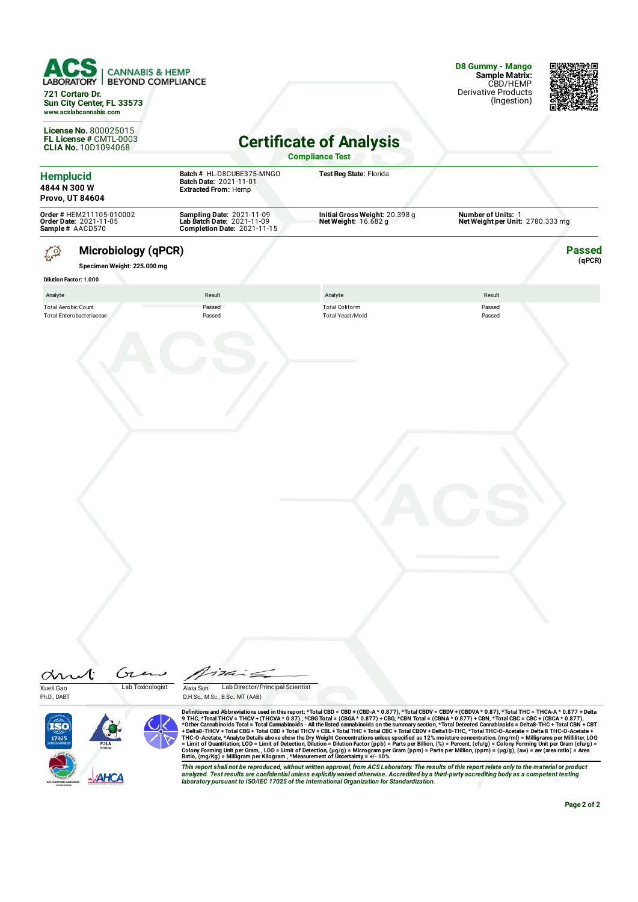ACS LABORATORY | CANNABIS & HEMP BEYOND COMPLIANCE

721 Cortaro Dr.
Sun City Center, FL 33573
www.acslabcannabis.com

**License No.** 800025015
**FL License #** CMTL-0003
**CLIA No.** 10D1094068

**D8 Gummy - Mango**
**Sample Matrix:** CBD/HEMP Derivative Products (Ingestion)

# Certificate of Analysis

**Compliance Test**

## Hemplucid

**4844 N 300 W**
**Provo, UT 84604**

**Batch #** HL-D8CUBE375-MNGO
**Batch Date:** 2021-11-01
**Extracted From:** Hemp

**Test Reg State:** Florida

**Order #** HEM211105-010002
**Order Date:** 2021-11-05
**Sample #** AACD570

**Sampling Date:** 2021-11-09
**Lab Batch Date:** 2021-11-09
**Completion Date:** 2021-11-15

**Initial Gross Weight:** 20.398 g
**Net Weight:** 16.682 g

**Number of Units:** 1
**Net Weight per Unit:** 2780.333 mg

## Microbiology (qPCR)

**Passed** (qPCR)

**Specimen Weight: 225.000 mg**

**Dilution Factor: 1.000**

| Analyte | Result | Analyte | Result |
|---|---|---|---|
| Total Aerobic Count | Passed | Total Coliform | Passed |
| Total Enterobacteriaceae | Passed | Total Yeast/Mold | Passed |

Xueli Gao, Ph.D., DABT — Lab Toxicologist

Aixia Sun, D.H.Sc., M.Sc., B.Sc., MT (AAB) — Lab Director/Principal Scientist

**Definitions and Abbreviations used in this report:** *Total CBD = CBD + (CBD-A * 0.877), *Total CBDV = CBDV + (CBDVA * 0.87), *Total THC = THCA-A * 0.877 + Delta 9 THC, *Total THCV = THCV + (THCVA * 0.87) , *CBG Total = (CBGA * 0.877) + CBG, *CBN Total = (CBNA * 0.877) + CBN, *Total CBC = CBC + (CBCA * 0.877), *Other Cannabinoids Total = Total Cannabinoids - All the listed cannabinoids on the summary section, *Total Detected Cannabinoids = Delta8-THC + Total CBN + CBT + Delta8-THCV + Total CBG + Total CBD + Total THCV + CBL + Total THC + Total CBC + Total CBDV + Delta10-THC, *Total THC-O-Acetate = Delta 8 THC-O-Acetate + THC-O-Acetate, *Analyte Details above show the Dry Weight Concentrations unless specified as 12% moisture concentration. (mg/ml) = Milligrams per Milliliter, LOQ = Limit of Quantitation, LOD = Limit of Detection, Dilution = Dilution Factor (ppb) = Parts per Billion, (%) = Percent, (cfu/g) = Colony Forming Unit per Gram (cfu/g) = Colony Forming Unit per Gram, , LOD = Limit of Detection, (µg/g) = Microgram per Gram (ppm) = Parts per Million, (ppm) = (µg/g), (aw) = aw (area ratio) = Area Ratio, (mg/Kg) = Milligram per Kilogram , *Measurement of Uncertainty = +/- 10%

*This report shall not be reproduced, without written approval, from ACS Laboratory. The results of this report relate only to the material or product analyzed. Test results are confidential unless explicitly waived otherwise. Accredited by a third-party accrediting body as a competent testing laboratory pursuant to ISO/IEC 17025 of the International Organization for Standardization.*